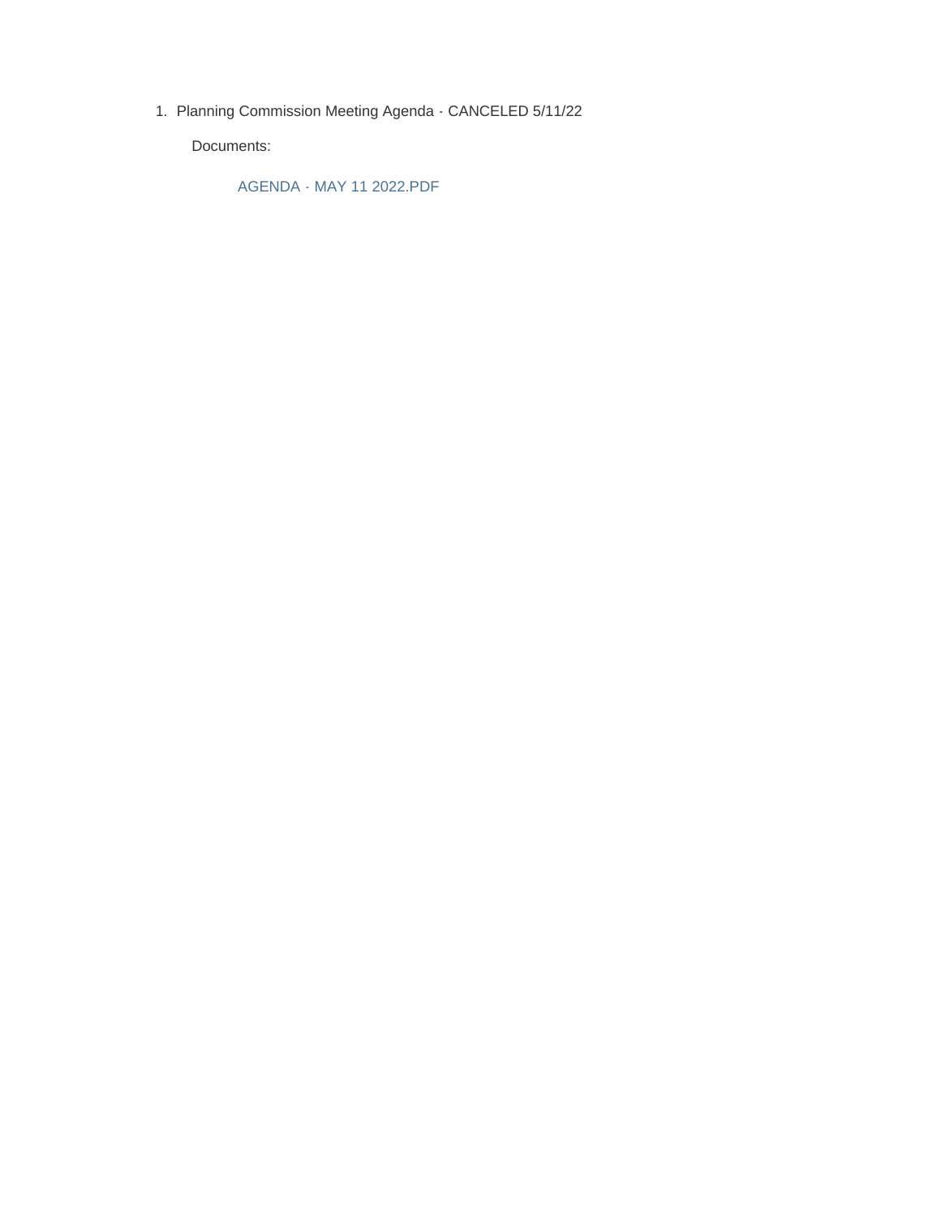1. Planning Commission Meeting Agenda - CANCELED 5/11/22

   Documents:

   AGENDA - MAY 11 2022.PDF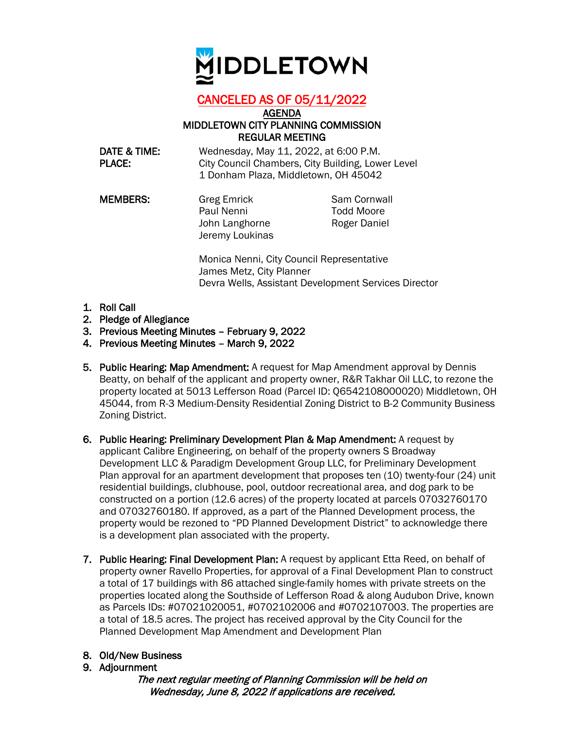# MIDDLETOWN

CANCELED AS OF 05/11/2022

## AGENDA
## MIDDLETOWN CITY PLANNING COMMISSION
## REGULAR MEETING

**DATE & TIME:** Wednesday, May 11, 2022, at 6:00 P.M.

**PLACE:** City Council Chambers, City Building, Lower Level
1 Donham Plaza, Middletown, OH 45042

**MEMBERS:**

Greg Emrick
Paul Nenni
John Langhorne
Jeremy Loukinas
Sam Cornwall
Todd Moore
Roger Daniel

Monica Nenni, City Council Representative
James Metz, City Planner
Devra Wells, Assistant Development Services Director

1. **Roll Call**
2. **Pledge of Allegiance**
3. **Previous Meeting Minutes – February 9, 2022**
4. **Previous Meeting Minutes – March 9, 2022**
5. **Public Hearing: Map Amendment:** A request for Map Amendment approval by Dennis Beatty, on behalf of the applicant and property owner, R&R Takhar Oil LLC, to rezone the property located at 5013 Lefferson Road (Parcel ID: Q6542108000020) Middletown, OH 45044, from R-3 Medium-Density Residential Zoning District to B-2 Community Business Zoning District.
6. **Public Hearing: Preliminary Development Plan & Map Amendment:** A request by applicant Calibre Engineering, on behalf of the property owners S Broadway Development LLC & Paradigm Development Group LLC, for Preliminary Development Plan approval for an apartment development that proposes ten (10) twenty-four (24) unit residential buildings, clubhouse, pool, outdoor recreational area, and dog park to be constructed on a portion (12.6 acres) of the property located at parcels 07032760170 and 07032760180. If approved, as a part of the Planned Development process, the property would be rezoned to "PD Planned Development District" to acknowledge there is a development plan associated with the property.
7. **Public Hearing: Final Development Plan:** A request by applicant Etta Reed, on behalf of property owner Ravello Properties, for approval of a Final Development Plan to construct a total of 17 buildings with 86 attached single-family homes with private streets on the properties located along the Southside of Lefferson Road & along Audubon Drive, known as Parcels IDs: #07021020051, #0702102006 and #0702107003. The properties are a total of 18.5 acres. The project has received approval by the City Council for the Planned Development Map Amendment and Development Plan
8. **Old/New Business**
9. **Adjournment**

*The next regular meeting of Planning Commission will be held on Wednesday, June 8, 2022 if applications are received.*